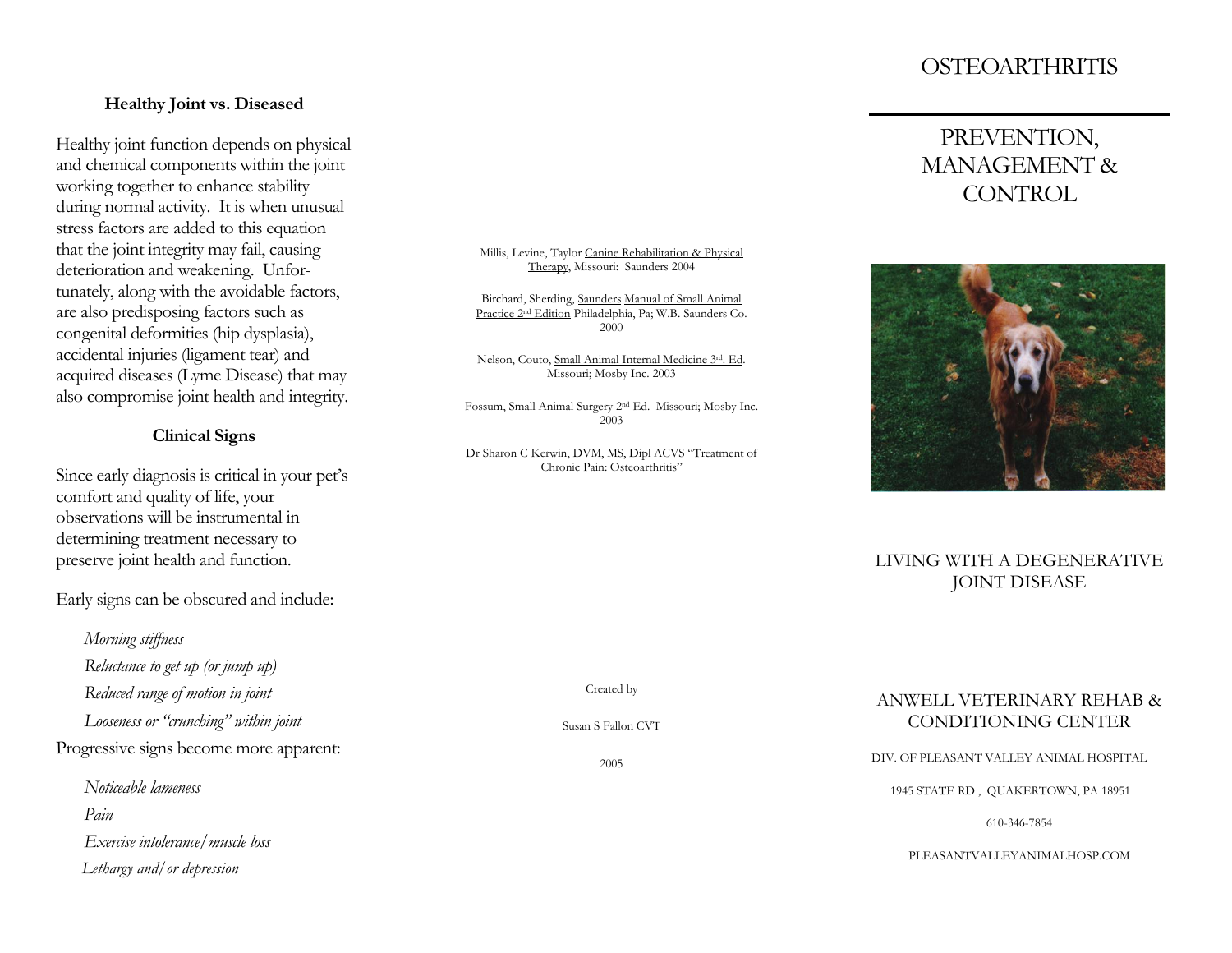## Healthy Joint vs. Diseased

Healthy joint function depends on physical and chemical components within the joint working together to enhance stability during normal activity. It is when unusual stress factors are added to this equation that the joint integrity may fail, causing deterioration and weakening. Unfortunately, along with the avoidable factors, are also predisposing factors such as congenital deformities (hip dysplasia), accidental injuries (ligament tear) and acquired diseases (Lyme Disease) that may also compromise joint health and integrity.

## Clinical Signs

Since early diagnosis is critical in your pet's comfort and quality of life, your observations will be instrumental in determining treatment necessary to preserve joint health and function.

Early signs can be obscured and include:

*Morning stiffness*

*Reluctance to get up (or jump up)*

*Reduced range of motion in joint*

*Looseness or "crunching" within joint*

Progressive signs become more apparent:

*Noticeable lameness*

*Pain*

*Exercise intolerance/muscle loss*

*Lethargy and/or depression*

---

Millis, Levine, Taylor Canine Rehabilitation & Physical Therapy, Missouri: Saunders 2004

Birchard, Sherding, Saunders Manual of Small Animal Practice 2nd Edition Philadelphia, Pa; W.B. Saunders Co. 2000

Nelson, Couto, Small Animal Internal Medicine 3rd. Ed. Missouri; Mosby Inc. 2003

Fossum, Small Animal Surgery 2nd Ed. Missouri; Mosby Inc. 2003

Dr Sharon C Kerwin, DVM, MS, Dipl ACVS "Treatment of Chronic Pain: Osteoarthritis"

Created by

Susan S Fallon CVT

2005

---

# OSTEOARTHRITIS

## PREVENTION, MANAGEMENT & CONTROL

LIVING WITH A DEGENERATIVE JOINT DISEASE

ANWELL VETERINARY REHAB & CONDITIONING CENTER

DIV. OF PLEASANT VALLEY ANIMAL HOSPITAL

1945 STATE RD , QUAKERTOWN, PA 18951

610-346-7854

PLEASANTVALLEYANIMALHOSP.COM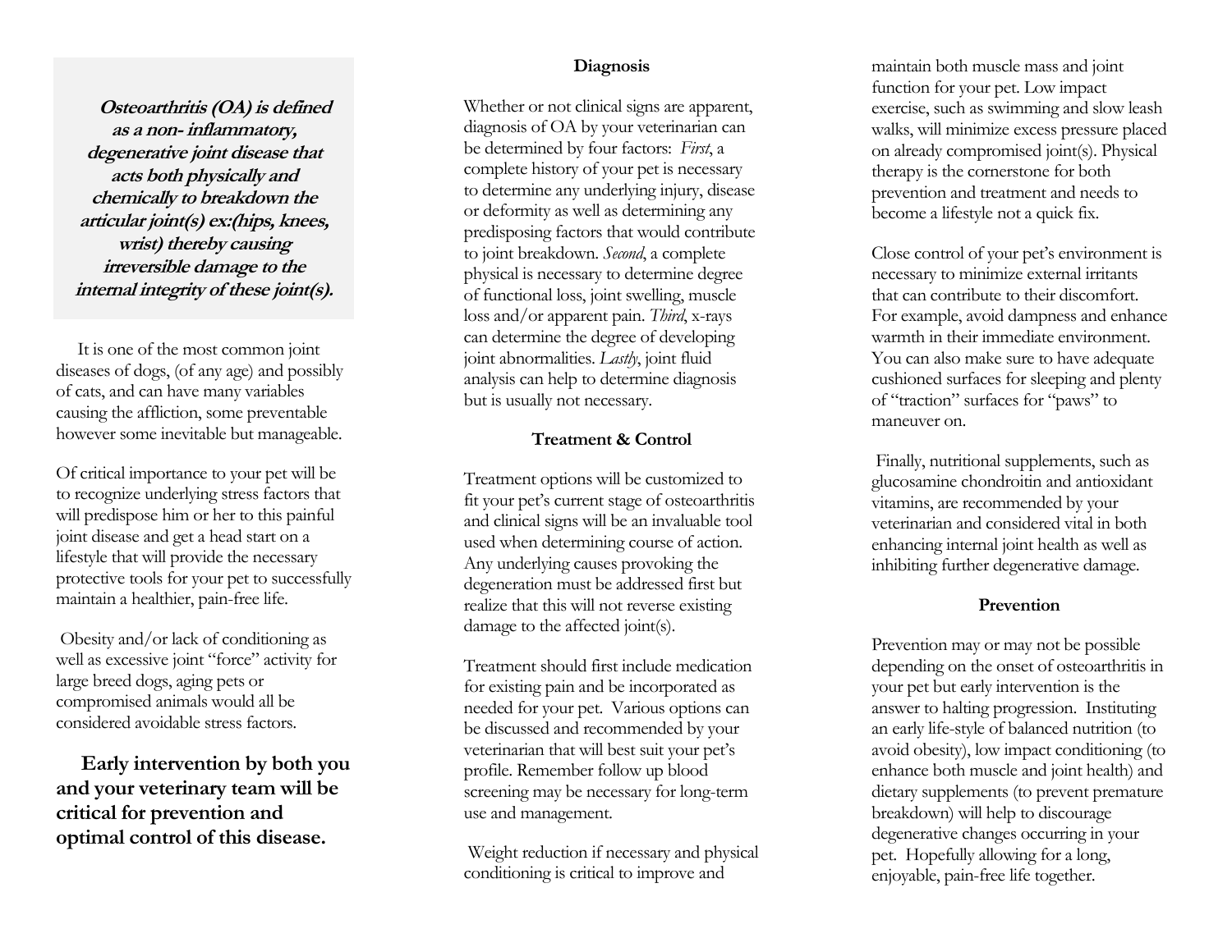***Osteoarthritis (OA) is defined as a non- inflammatory, degenerative joint disease that acts both physically and chemically to breakdown the articular joint(s) ex:(hips, knees, wrist) thereby causing irreversible damage to the internal integrity of these joint(s).***

It is one of the most common joint diseases of dogs, (of any age) and possibly of cats, and can have many variables causing the affliction, some preventable however some inevitable but manageable.

Of critical importance to your pet will be to recognize underlying stress factors that will predispose him or her to this painful joint disease and get a head start on a lifestyle that will provide the necessary protective tools for your pet to successfully maintain a healthier, pain-free life.

Obesity and/or lack of conditioning as well as excessive joint "force" activity for large breed dogs, aging pets or compromised animals would all be considered avoidable stress factors.

**Early intervention by both you and your veterinary team will be critical for prevention and optimal control of this disease.**

### Diagnosis

Whether or not clinical signs are apparent, diagnosis of OA by your veterinarian can be determined by four factors: *First*, a complete history of your pet is necessary to determine any underlying injury, disease or deformity as well as determining any predisposing factors that would contribute to joint breakdown. *Second*, a complete physical is necessary to determine degree of functional loss, joint swelling, muscle loss and/or apparent pain. *Third*, x-rays can determine the degree of developing joint abnormalities. *Lastly*, joint fluid analysis can help to determine diagnosis but is usually not necessary.

### Treatment & Control

Treatment options will be customized to fit your pet's current stage of osteoarthritis and clinical signs will be an invaluable tool used when determining course of action. Any underlying causes provoking the degeneration must be addressed first but realize that this will not reverse existing damage to the affected joint(s).

Treatment should first include medication for existing pain and be incorporated as needed for your pet. Various options can be discussed and recommended by your veterinarian that will best suit your pet's profile. Remember follow up blood screening may be necessary for long-term use and management.

Weight reduction if necessary and physical conditioning is critical to improve and maintain both muscle mass and joint function for your pet. Low impact exercise, such as swimming and slow leash walks, will minimize excess pressure placed on already compromised joint(s). Physical therapy is the cornerstone for both prevention and treatment and needs to become a lifestyle not a quick fix.

Close control of your pet's environment is necessary to minimize external irritants that can contribute to their discomfort. For example, avoid dampness and enhance warmth in their immediate environment. You can also make sure to have adequate cushioned surfaces for sleeping and plenty of "traction" surfaces for "paws" to maneuver on.

Finally, nutritional supplements, such as glucosamine chondroitin and antioxidant vitamins, are recommended by your veterinarian and considered vital in both enhancing internal joint health as well as inhibiting further degenerative damage.

### Prevention

Prevention may or may not be possible depending on the onset of osteoarthritis in your pet but early intervention is the answer to halting progression. Instituting an early life-style of balanced nutrition (to avoid obesity), low impact conditioning (to enhance both muscle and joint health) and dietary supplements (to prevent premature breakdown) will help to discourage degenerative changes occurring in your pet. Hopefully allowing for a long, enjoyable, pain-free life together.